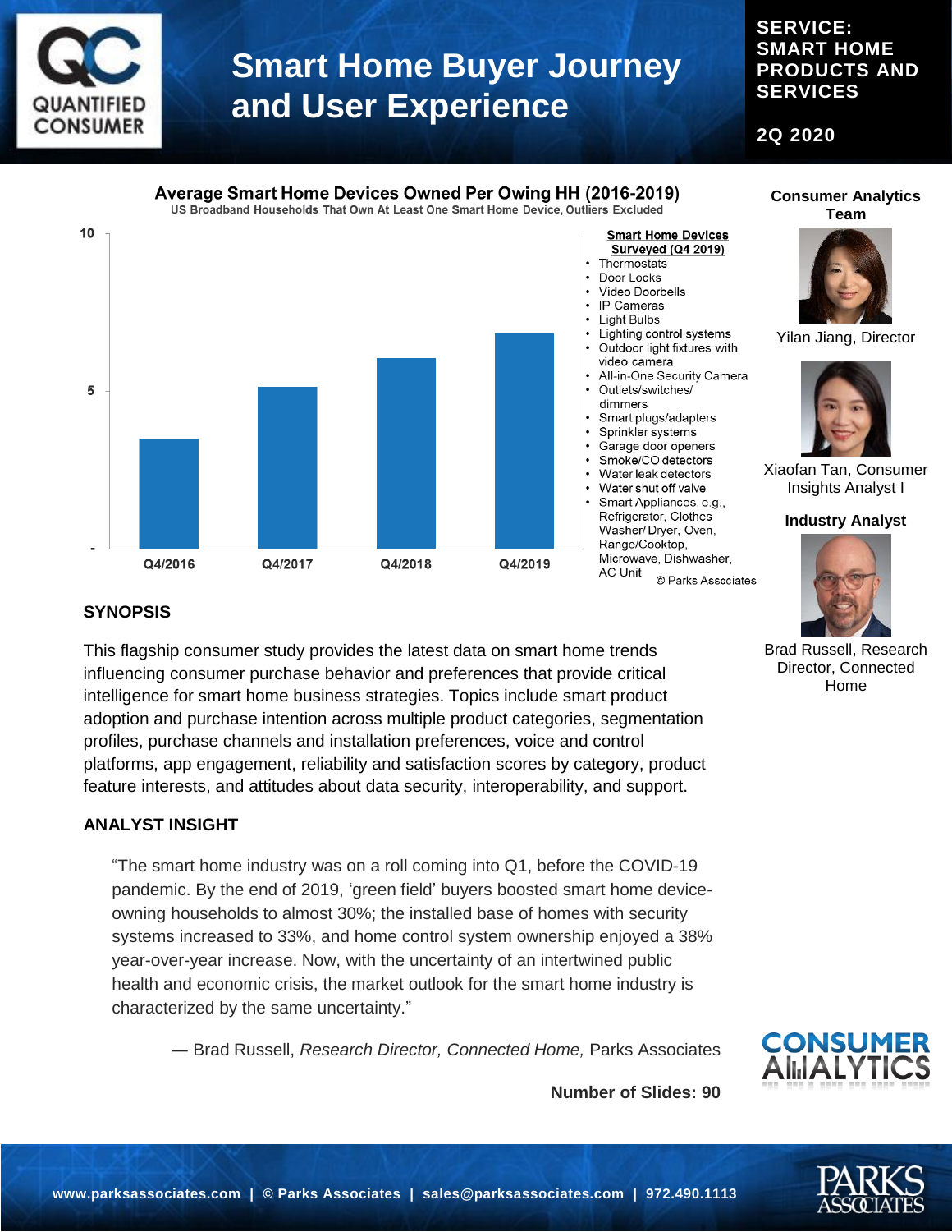# Smart Home Buyer Journey and User Experience

**SERVICE: SMART HOME PRODUCTS AND SERVICES**

**2Q 2020**

**Average Smart Home Devices Owned Per Owing HH (2016-2019)**

US Broadband Households That Own At Least One Smart Home Device, Outliers Excluded

Q4/2016, Q4/2017, Q4/2018, Q4/2019

**Smart Home Devices Surveyed (Q4 2019)**

- Thermostats
- Door Locks
- Video Doorbells
- IP Cameras
- Light Bulbs
- Lighting control systems
- Outdoor light fixtures with video camera
- All-in-One Security Camera
- Outlets/switches/ dimmers
- Smart plugs/adapters
- Sprinkler systems
- Garage door openers
- Smoke/CO detectors
- Water leak detectors
- Water shut off valve
- Smart Appliances, e.g., Refrigerator, Clothes Washer/ Dryer, Oven, Range/Cooktop, Microwave, Dishwasher, AC Unit

© Parks Associates

**Consumer Analytics Team**

Yilan Jiang, Director

Xiaofan Tan, Consumer Insights Analyst I

**Industry Analyst**

Brad Russell, Research Director, Connected Home

## SYNOPSIS

This flagship consumer study provides the latest data on smart home trends influencing consumer purchase behavior and preferences that provide critical intelligence for smart home business strategies. Topics include smart product adoption and purchase intention across multiple product categories, segmentation profiles, purchase channels and installation preferences, voice and control platforms, app engagement, reliability and satisfaction scores by category, product feature interests, and attitudes about data security, interoperability, and support.

## ANALYST INSIGHT

"The smart home industry was on a roll coming into Q1, before the COVID-19 pandemic. By the end of 2019, 'green field' buyers boosted smart home device-owning households to almost 30%; the installed base of homes with security systems increased to 33%, and home control system ownership enjoyed a 38% year-over-year increase. Now, with the uncertainty of an intertwined public health and economic crisis, the market outlook for the smart home industry is characterized by the same uncertainty."

— Brad Russell, *Research Director, Connected Home,* Parks Associates

**Number of Slides: 90**

**www.parksassociates.com | © Parks Associates | sales@parksassociates.com | 972.490.1113**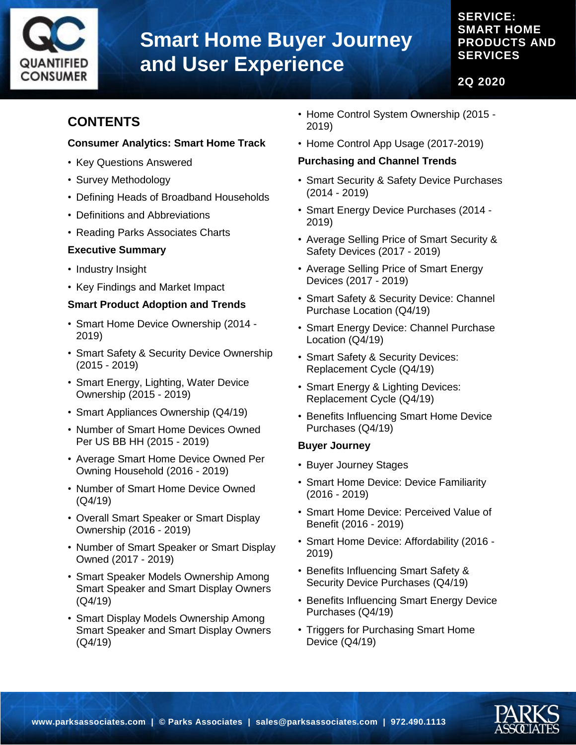# Smart Home Buyer Journey and User Experience

**SERVICE: SMART HOME PRODUCTS AND SERVICES**

**2Q 2020**

## CONTENTS

**Consumer Analytics: Smart Home Track**

- Key Questions Answered
- Survey Methodology
- Defining Heads of Broadband Households
- Definitions and Abbreviations
- Reading Parks Associates Charts

**Executive Summary**

- Industry Insight
- Key Findings and Market Impact

**Smart Product Adoption and Trends**

- Smart Home Device Ownership (2014 - 2019)
- Smart Safety & Security Device Ownership (2015 - 2019)
- Smart Energy, Lighting, Water Device Ownership (2015 - 2019)
- Smart Appliances Ownership (Q4/19)
- Number of Smart Home Devices Owned Per US BB HH (2015 - 2019)
- Average Smart Home Device Owned Per Owning Household (2016 - 2019)
- Number of Smart Home Device Owned (Q4/19)
- Overall Smart Speaker or Smart Display Ownership (2016 - 2019)
- Number of Smart Speaker or Smart Display Owned (2017 - 2019)
- Smart Speaker Models Ownership Among Smart Speaker and Smart Display Owners (Q4/19)
- Smart Display Models Ownership Among Smart Speaker and Smart Display Owners (Q4/19)
- Home Control System Ownership (2015 - 2019)
- Home Control App Usage (2017-2019)

**Purchasing and Channel Trends**

- Smart Security & Safety Device Purchases (2014 - 2019)
- Smart Energy Device Purchases (2014 - 2019)
- Average Selling Price of Smart Security & Safety Devices (2017 - 2019)
- Average Selling Price of Smart Energy Devices (2017 - 2019)
- Smart Safety & Security Device: Channel Purchase Location (Q4/19)
- Smart Energy Device: Channel Purchase Location (Q4/19)
- Smart Safety & Security Devices: Replacement Cycle (Q4/19)
- Smart Energy & Lighting Devices: Replacement Cycle (Q4/19)
- Benefits Influencing Smart Home Device Purchases (Q4/19)

**Buyer Journey**

- Buyer Journey Stages
- Smart Home Device: Device Familiarity (2016 - 2019)
- Smart Home Device: Perceived Value of Benefit (2016 - 2019)
- Smart Home Device: Affordability (2016 - 2019)
- Benefits Influencing Smart Safety & Security Device Purchases (Q4/19)
- Benefits Influencing Smart Energy Device Purchases (Q4/19)
- Triggers for Purchasing Smart Home Device (Q4/19)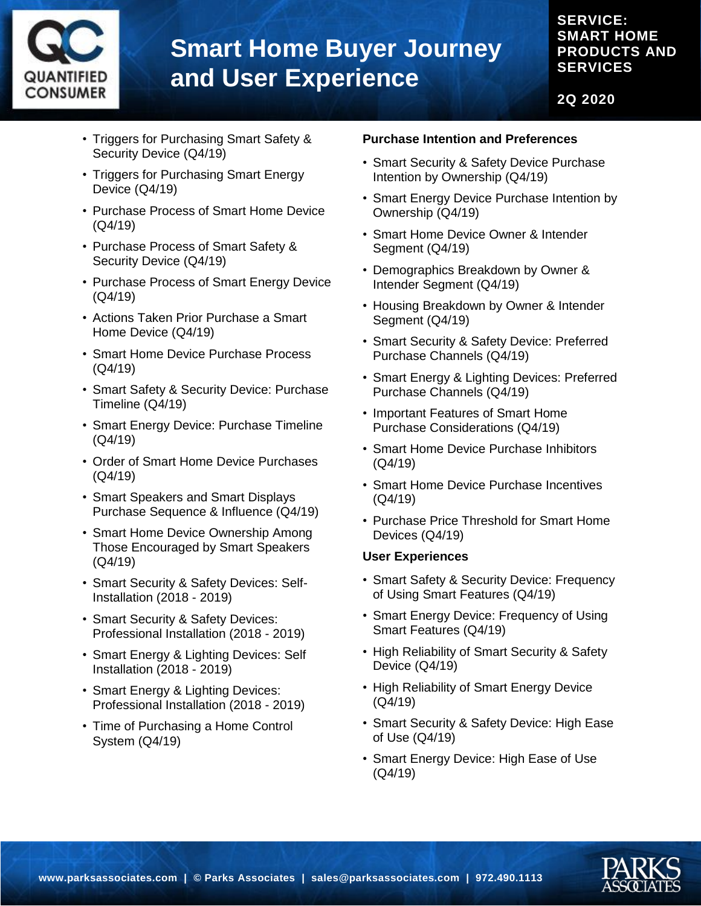- Triggers for Purchasing Smart Safety & Security Device (Q4/19)
- Triggers for Purchasing Smart Energy Device (Q4/19)
- Purchase Process of Smart Home Device (Q4/19)
- Purchase Process of Smart Safety & Security Device (Q4/19)
- Purchase Process of Smart Energy Device (Q4/19)
- Actions Taken Prior Purchase a Smart Home Device (Q4/19)
- Smart Home Device Purchase Process (Q4/19)
- Smart Safety & Security Device: Purchase Timeline (Q4/19)
- Smart Energy Device: Purchase Timeline (Q4/19)
- Order of Smart Home Device Purchases (Q4/19)
- Smart Speakers and Smart Displays Purchase Sequence & Influence (Q4/19)
- Smart Home Device Ownership Among Those Encouraged by Smart Speakers (Q4/19)
- Smart Security & Safety Devices: Self-Installation (2018 - 2019)
- Smart Security & Safety Devices: Professional Installation (2018 - 2019)
- Smart Energy & Lighting Devices: Self Installation (2018 - 2019)
- Smart Energy & Lighting Devices: Professional Installation (2018 - 2019)
- Time of Purchasing a Home Control System (Q4/19)

**Purchase Intention and Preferences**

- Smart Security & Safety Device Purchase Intention by Ownership (Q4/19)
- Smart Energy Device Purchase Intention by Ownership (Q4/19)
- Smart Home Device Owner & Intender Segment (Q4/19)
- Demographics Breakdown by Owner & Intender Segment (Q4/19)
- Housing Breakdown by Owner & Intender Segment (Q4/19)
- Smart Security & Safety Device: Preferred Purchase Channels (Q4/19)
- Smart Energy & Lighting Devices: Preferred Purchase Channels (Q4/19)
- Important Features of Smart Home Purchase Considerations (Q4/19)
- Smart Home Device Purchase Inhibitors (Q4/19)
- Smart Home Device Purchase Incentives (Q4/19)
- Purchase Price Threshold for Smart Home Devices (Q4/19)

**User Experiences**

- Smart Safety & Security Device: Frequency of Using Smart Features (Q4/19)
- Smart Energy Device: Frequency of Using Smart Features (Q4/19)
- High Reliability of Smart Security & Safety Device (Q4/19)
- High Reliability of Smart Energy Device (Q4/19)
- Smart Security & Safety Device: High Ease of Use (Q4/19)
- Smart Energy Device: High Ease of Use (Q4/19)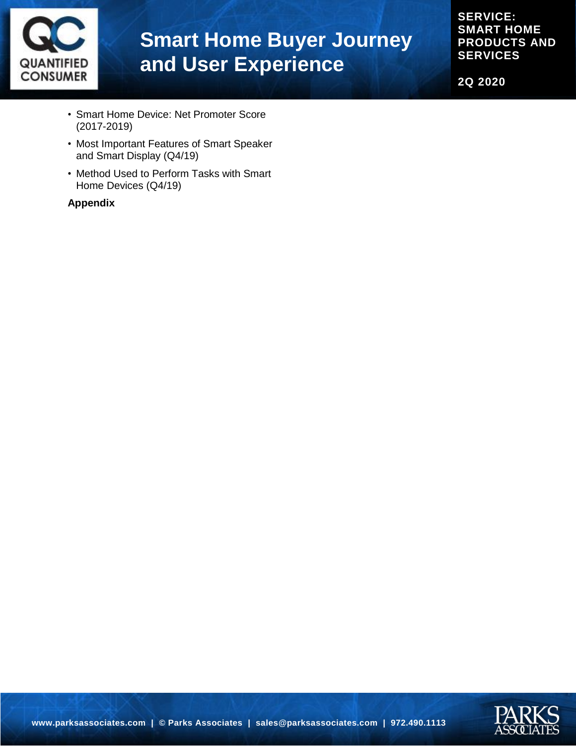- Smart Home Device: Net Promoter Score (2017-2019)
- Most Important Features of Smart Speaker and Smart Display (Q4/19)
- Method Used to Perform Tasks with Smart Home Devices (Q4/19)

**Appendix**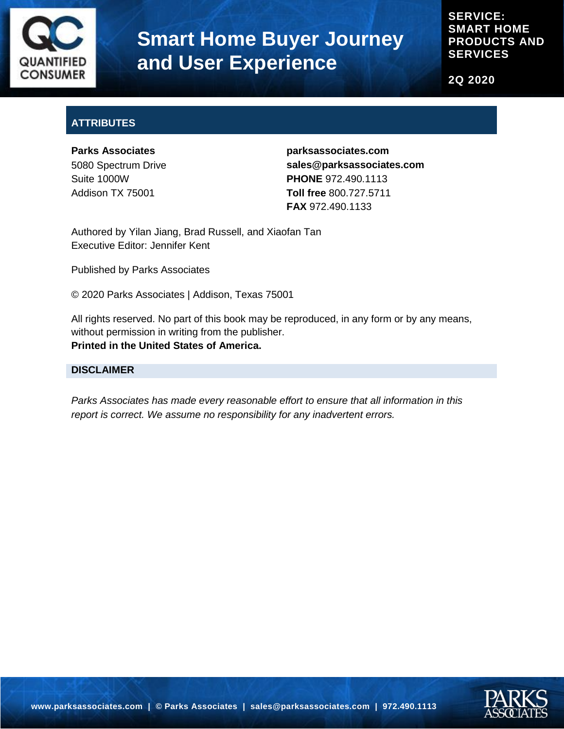# Smart Home Buyer Journey and User Experience

**SERVICE: SMART HOME PRODUCTS AND SERVICES**

**2Q 2020**

## ATTRIBUTES

**Parks Associates**
5080 Spectrum Drive
Suite 1000W
Addison TX 75001

**parksassociates.com**
**sales@parksassociates.com**
**PHONE** 972.490.1113
**Toll free** 800.727.5711
**FAX** 972.490.1133

Authored by Yilan Jiang, Brad Russell, and Xiaofan Tan
Executive Editor: Jennifer Kent

Published by Parks Associates

© 2020 Parks Associates | Addison, Texas 75001

All rights reserved. No part of this book may be reproduced, in any form or by any means, without permission in writing from the publisher.
**Printed in the United States of America.**

## DISCLAIMER

*Parks Associates has made every reasonable effort to ensure that all information in this report is correct. We assume no responsibility for any inadvertent errors.*